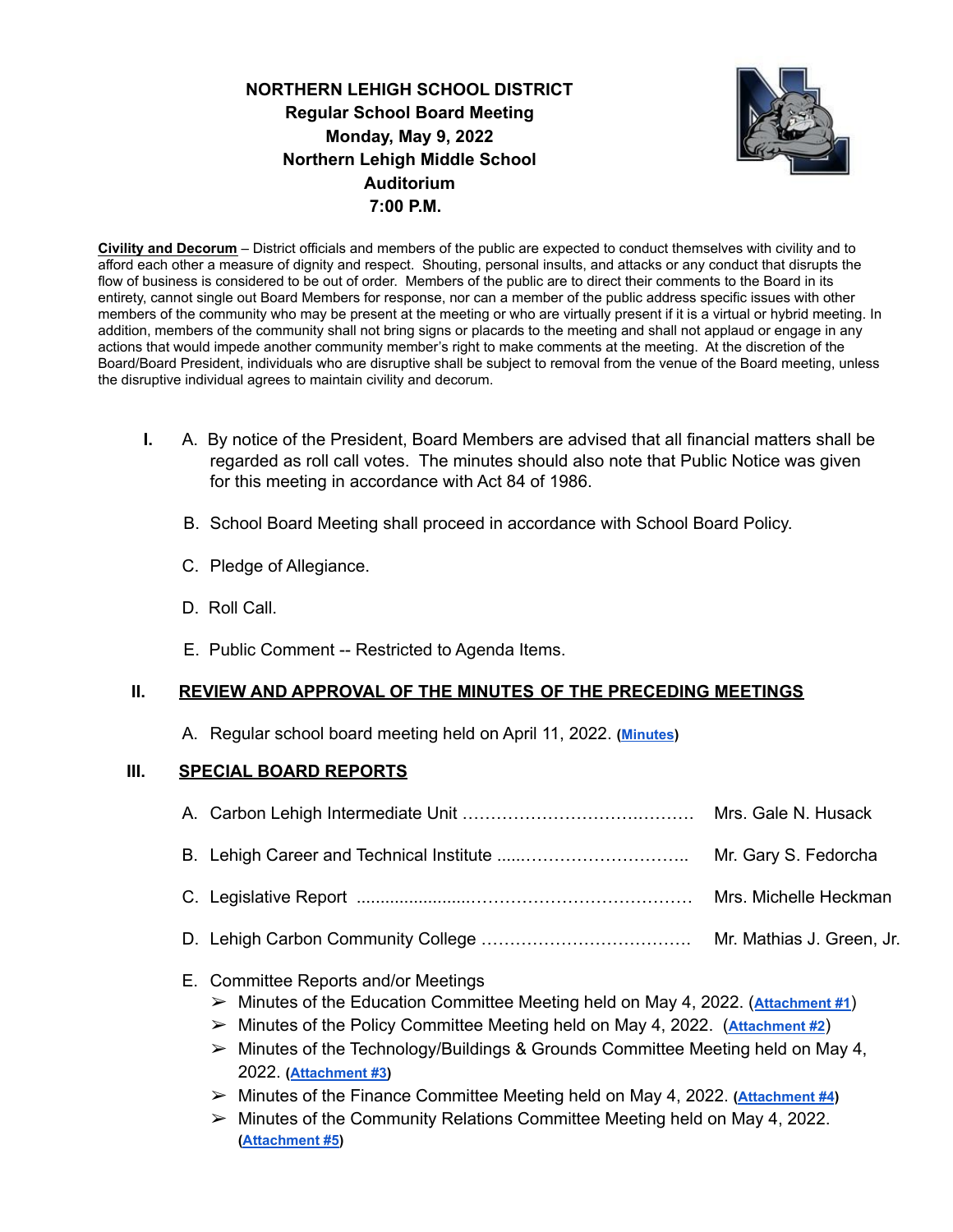# NORTHERN LEHIGH SCHOOL DISTRICT
## Regular School Board Meeting
## Monday, May 9, 2022
## Northern Lehigh Middle School
## Auditorium
## 7:00 P.M.

**Civility and Decorum** – District officials and members of the public are expected to conduct themselves with civility and to afford each other a measure of dignity and respect. Shouting, personal insults, and attacks or any conduct that disrupts the flow of business is considered to be out of order. Members of the public are to direct their comments to the Board in its entirety, cannot single out Board Members for response, nor can a member of the public address specific issues with other members of the community who may be present at the meeting or who are virtually present if it is a virtual or hybrid meeting. In addition, members of the community shall not bring signs or placards to the meeting and shall not applaud or engage in any actions that would impede another community member's right to make comments at the meeting. At the discretion of the Board/Board President, individuals who are disruptive shall be subject to removal from the venue of the Board meeting, unless the disruptive individual agrees to maintain civility and decorum.

**I.**

A. By notice of the President, Board Members are advised that all financial matters shall be regarded as roll call votes. The minutes should also note that Public Notice was given for this meeting in accordance with Act 84 of 1986.

B. School Board Meeting shall proceed in accordance with School Board Policy.

C. Pledge of Allegiance.

D. Roll Call.

E. Public Comment -- Restricted to Agenda Items.

**II. REVIEW AND APPROVAL OF THE MINUTES OF THE PRECEDING MEETINGS**

A. Regular school board meeting held on April 11, 2022. (**Minutes**)

**III. SPECIAL BOARD REPORTS**

A. Carbon Lehigh Intermediate Unit .......................................... Mrs. Gale N. Husack

B. Lehigh Career and Technical Institute .................................... Mr. Gary S. Fedorcha

C. Legislative Report ...................................................... Mrs. Michelle Heckman

D. Lehigh Carbon Community College .................................... Mr. Mathias J. Green, Jr.

E. Committee Reports and/or Meetings

- Minutes of the Education Committee Meeting held on May 4, 2022. (**Attachment #1**)
- Minutes of the Policy Committee Meeting held on May 4, 2022. (**Attachment #2**)
- Minutes of the Technology/Buildings & Grounds Committee Meeting held on May 4, 2022. (**Attachment #3**)
- Minutes of the Finance Committee Meeting held on May 4, 2022. (**Attachment #4**)
- Minutes of the Community Relations Committee Meeting held on May 4, 2022. (**Attachment #5**)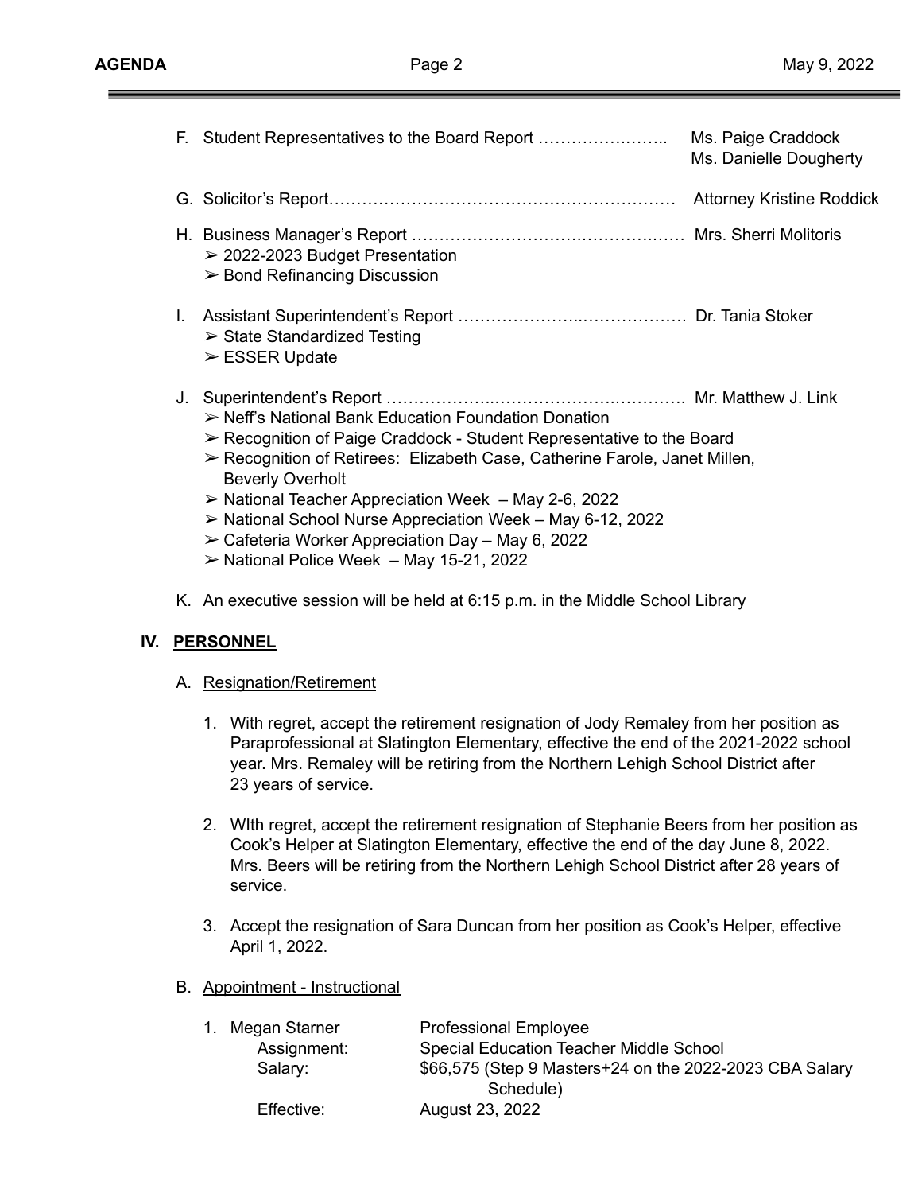F. Student Representatives to the Board Report …………….…….. Ms. Paige Craddock
Ms. Danielle Dougherty

G. Solicitor's Report……………………………………………………… Attorney Kristine Roddick

H. Business Manager's Report ……………………………………….… Mrs. Sherri Molitoris
- ➢ 2022-2023 Budget Presentation
- ➢ Bond Refinancing Discussion

I. Assistant Superintendent's Report …………………..………………. Dr. Tania Stoker
- ➢ State Standardized Testing
- ➢ ESSER Update

J. Superintendent's Report ………………..……………………………. Mr. Matthew J. Link
- ➢ Neff's National Bank Education Foundation Donation
- ➢ Recognition of Paige Craddock - Student Representative to the Board
- ➢ Recognition of Retirees: Elizabeth Case, Catherine Farole, Janet Millen, Beverly Overholt
- ➢ National Teacher Appreciation Week – May 2-6, 2022
- ➢ National School Nurse Appreciation Week – May 6-12, 2022
- ➢ Cafeteria Worker Appreciation Day – May 6, 2022
- ➢ National Police Week – May 15-21, 2022

K. An executive session will be held at 6:15 p.m. in the Middle School Library

## IV. PERSONNEL

A. Resignation/Retirement

1. With regret, accept the retirement resignation of Jody Remaley from her position as Paraprofessional at Slatington Elementary, effective the end of the 2021-2022 school year. Mrs. Remaley will be retiring from the Northern Lehigh School District after 23 years of service.

2. WIth regret, accept the retirement resignation of Stephanie Beers from her position as Cook's Helper at Slatington Elementary, effective the end of the day June 8, 2022. Mrs. Beers will be retiring from the Northern Lehigh School District after 28 years of service.

3. Accept the resignation of Sara Duncan from her position as Cook's Helper, effective April 1, 2022.

B. Appointment - Instructional

1. Megan Starner — Professional Employee
   - Assignment: Special Education Teacher Middle School
   - Salary: $66,575 (Step 9 Masters+24 on the 2022-2023 CBA Salary Schedule)
   - Effective: August 23, 2022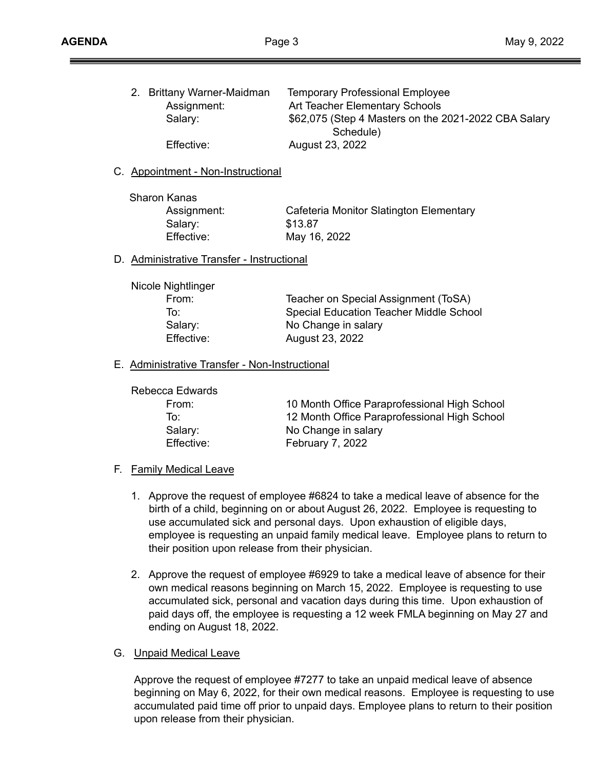2. Brittany Warner-Maidman — Temporary Professional Employee
   - Assignment: Art Teacher Elementary Schools
   - Salary: $62,075 (Step 4 Masters on the 2021-2022 CBA Salary Schedule)
   - Effective: August 23, 2022

C. Appointment - Non-Instructional

Sharon Kanas
- Assignment: Cafeteria Monitor Slatington Elementary
- Salary: $13.87
- Effective: May 16, 2022

D. Administrative Transfer - Instructional

Nicole Nightlinger
- From: Teacher on Special Assignment (ToSA)
- To: Special Education Teacher Middle School
- Salary: No Change in salary
- Effective: August 23, 2022

E. Administrative Transfer - Non-Instructional

Rebecca Edwards
- From: 10 Month Office Paraprofessional High School
- To: 12 Month Office Paraprofessional High School
- Salary: No Change in salary
- Effective: February 7, 2022

F. Family Medical Leave

1. Approve the request of employee #6824 to take a medical leave of absence for the birth of a child, beginning on or about August 26, 2022. Employee is requesting to use accumulated sick and personal days. Upon exhaustion of eligible days, employee is requesting an unpaid family medical leave. Employee plans to return to their position upon release from their physician.

2. Approve the request of employee #6929 to take a medical leave of absence for their own medical reasons beginning on March 15, 2022. Employee is requesting to use accumulated sick, personal and vacation days during this time. Upon exhaustion of paid days off, the employee is requesting a 12 week FMLA beginning on May 27 and ending on August 18, 2022.

G. Unpaid Medical Leave

Approve the request of employee #7277 to take an unpaid medical leave of absence beginning on May 6, 2022, for their own medical reasons. Employee is requesting to use accumulated paid time off prior to unpaid days. Employee plans to return to their position upon release from their physician.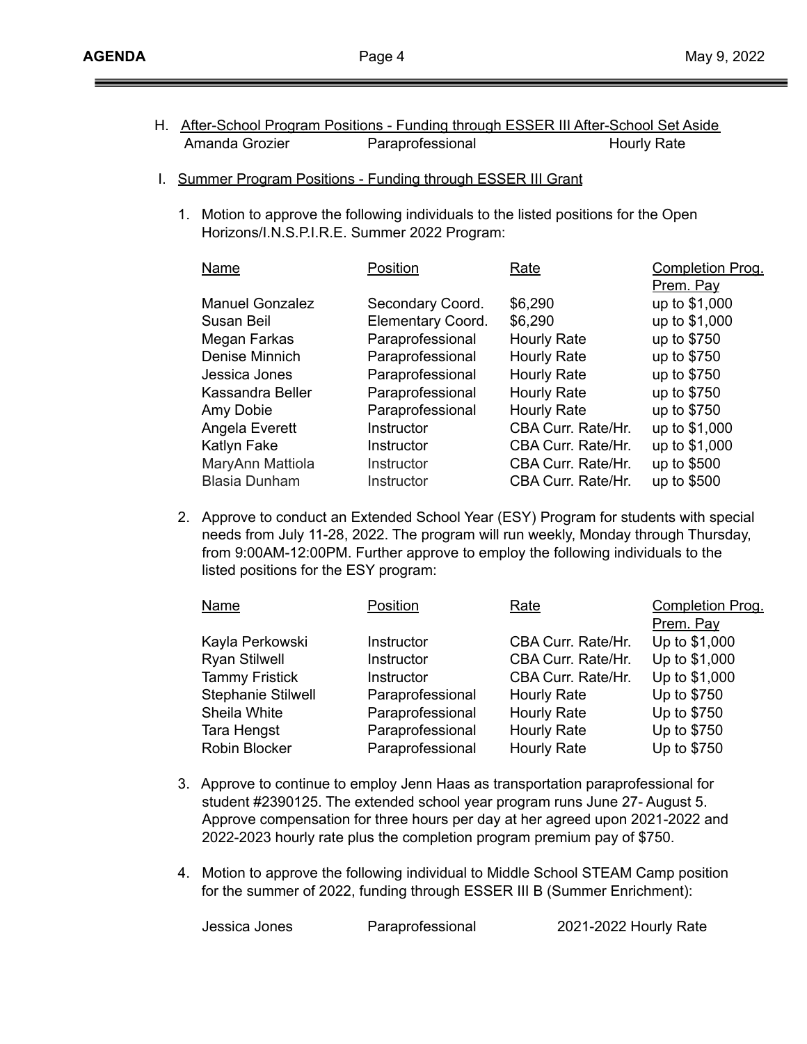H. <u>After-School Program Positions - Funding through ESSER III After-School Set Aside</u>

| | | |
|---|---|---|
| Amanda Grozier | Paraprofessional | Hourly Rate |

I. <u>Summer Program Positions - Funding through ESSER III Grant</u>

1. Motion to approve the following individuals to the listed positions for the Open Horizons/I.N.S.P.I.R.E. Summer 2022 Program:

| Name | Position | Rate | Completion Prog. Prem. Pay |
|---|---|---|---|
| Manuel Gonzalez | Secondary Coord. | $6,290 | up to $1,000 |
| Susan Beil | Elementary Coord. | $6,290 | up to $1,000 |
| Megan Farkas | Paraprofessional | Hourly Rate | up to $750 |
| Denise Minnich | Paraprofessional | Hourly Rate | up to $750 |
| Jessica Jones | Paraprofessional | Hourly Rate | up to $750 |
| Kassandra Beller | Paraprofessional | Hourly Rate | up to $750 |
| Amy Dobie | Paraprofessional | Hourly Rate | up to $750 |
| Angela Everett | Instructor | CBA Curr. Rate/Hr. | up to $1,000 |
| Katlyn Fake | Instructor | CBA Curr. Rate/Hr. | up to $1,000 |
| MaryAnn Mattiola | Instructor | CBA Curr. Rate/Hr. | up to $500 |
| Blasia Dunham | Instructor | CBA Curr. Rate/Hr. | up to $500 |

2. Approve to conduct an Extended School Year (ESY) Program for students with special needs from July 11-28, 2022. The program will run weekly, Monday through Thursday, from 9:00AM-12:00PM. Further approve to employ the following individuals to the listed positions for the ESY program:

| Name | Position | Rate | Completion Prog. Prem. Pay |
|---|---|---|---|
| Kayla Perkowski | Instructor | CBA Curr. Rate/Hr. | Up to $1,000 |
| Ryan Stilwell | Instructor | CBA Curr. Rate/Hr. | Up to $1,000 |
| Tammy Fristick | Instructor | CBA Curr. Rate/Hr. | Up to $1,000 |
| Stephanie Stilwell | Paraprofessional | Hourly Rate | Up to $750 |
| Sheila White | Paraprofessional | Hourly Rate | Up to $750 |
| Tara Hengst | Paraprofessional | Hourly Rate | Up to $750 |
| Robin Blocker | Paraprofessional | Hourly Rate | Up to $750 |

3. Approve to continue to employ Jenn Haas as transportation paraprofessional for student #2390125. The extended school year program runs June 27- August 5. Approve compensation for three hours per day at her agreed upon 2021-2022 and 2022-2023 hourly rate plus the completion program premium pay of $750.

4. Motion to approve the following individual to Middle School STEAM Camp position for the summer of 2022, funding through ESSER III B (Summer Enrichment):

| | | |
|---|---|---|
| Jessica Jones | Paraprofessional | 2021-2022 Hourly Rate |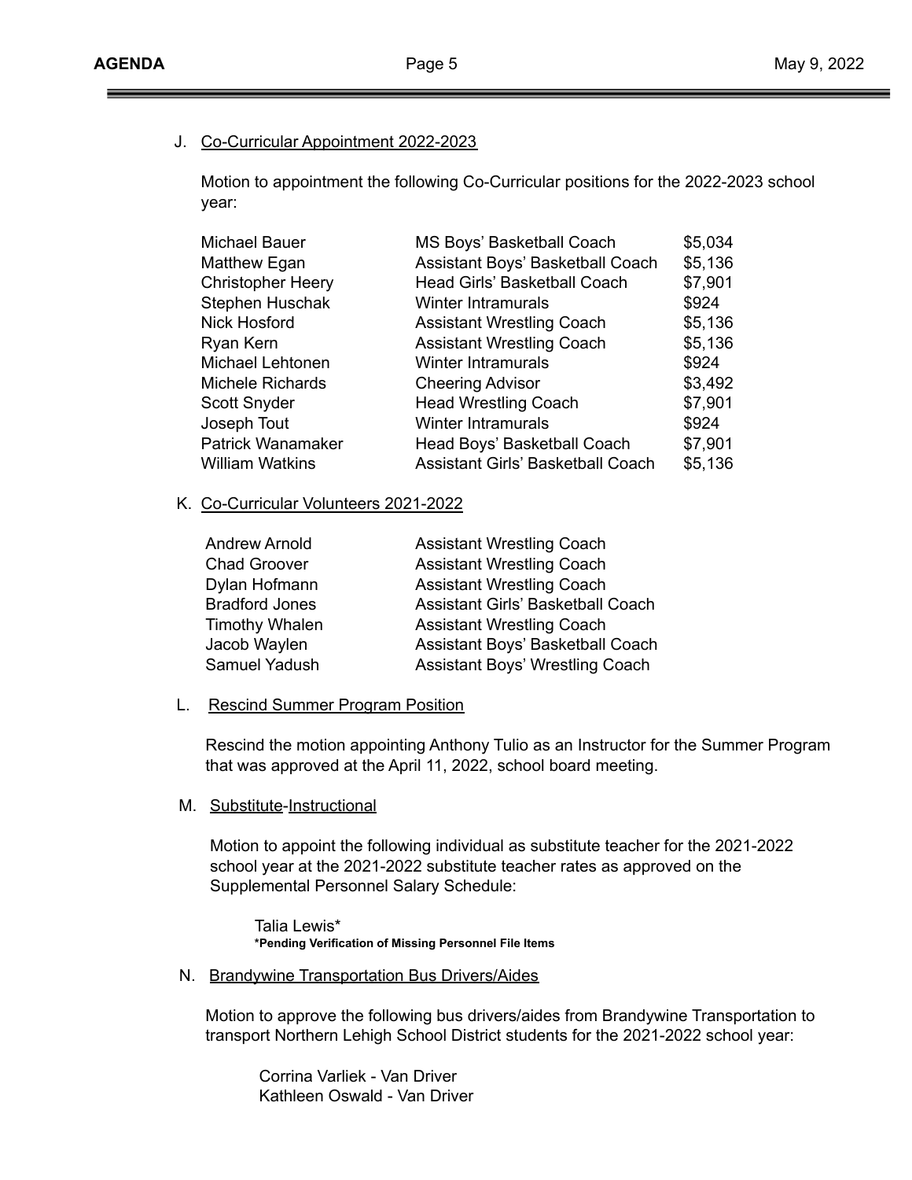J. Co-Curricular Appointment 2022-2023

Motion to appointment the following Co-Curricular positions for the 2022-2023 school year:

| | | |
|---|---|---|
| Michael Bauer | MS Boys' Basketball Coach | $5,034 |
| Matthew Egan | Assistant Boys' Basketball Coach | $5,136 |
| Christopher Heery | Head Girls' Basketball Coach | $7,901 |
| Stephen Huschak | Winter Intramurals | $924 |
| Nick Hosford | Assistant Wrestling Coach | $5,136 |
| Ryan Kern | Assistant Wrestling Coach | $5,136 |
| Michael Lehtonen | Winter Intramurals | $924 |
| Michele Richards | Cheering Advisor | $3,492 |
| Scott Snyder | Head Wrestling Coach | $7,901 |
| Joseph Tout | Winter Intramurals | $924 |
| Patrick Wanamaker | Head Boys' Basketball Coach | $7,901 |
| William Watkins | Assistant Girls' Basketball Coach | $5,136 |

K. Co-Curricular Volunteers 2021-2022

| | |
|---|---|
| Andrew Arnold | Assistant Wrestling Coach |
| Chad Groover | Assistant Wrestling Coach |
| Dylan Hofmann | Assistant Wrestling Coach |
| Bradford Jones | Assistant Girls' Basketball Coach |
| Timothy Whalen | Assistant Wrestling Coach |
| Jacob Waylen | Assistant Boys' Basketball Coach |
| Samuel Yadush | Assistant Boys' Wrestling Coach |

L. Rescind Summer Program Position

Rescind the motion appointing Anthony Tulio as an Instructor for the Summer Program that was approved at the April 11, 2022, school board meeting.

M. Substitute-Instructional

Motion to appoint the following individual as substitute teacher for the 2021-2022 school year at the 2021-2022 substitute teacher rates as approved on the Supplemental Personnel Salary Schedule:

Talia Lewis*
**\*Pending Verification of Missing Personnel File Items**

N. Brandywine Transportation Bus Drivers/Aides

Motion to approve the following bus drivers/aides from Brandywine Transportation to transport Northern Lehigh School District students for the 2021-2022 school year:

Corrina Varliek - Van Driver
Kathleen Oswald - Van Driver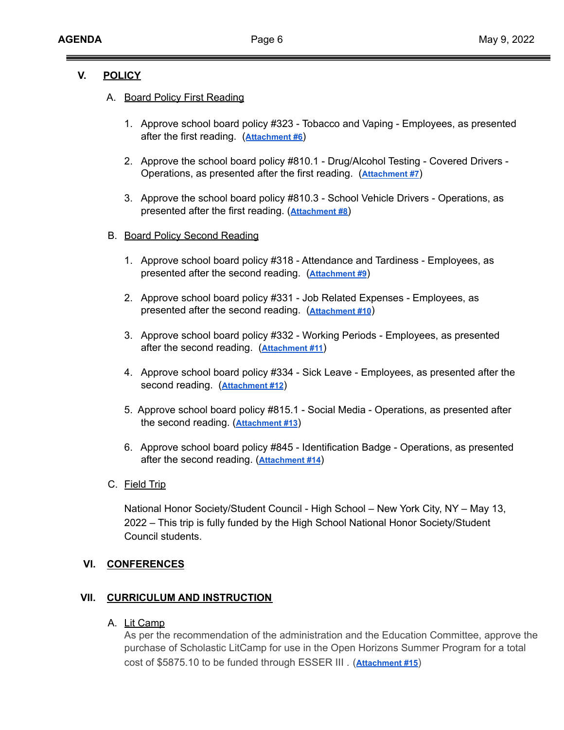## V. POLICY

### A. Board Policy First Reading

1. Approve school board policy #323 - Tobacco and Vaping - Employees, as presented after the first reading. (**Attachment #6**)

2. Approve the school board policy #810.1 - Drug/Alcohol Testing - Covered Drivers - Operations, as presented after the first reading. (**Attachment #7**)

3. Approve the school board policy #810.3 - School Vehicle Drivers - Operations, as presented after the first reading. (**Attachment #8**)

### B. Board Policy Second Reading

1. Approve school board policy #318 - Attendance and Tardiness - Employees, as presented after the second reading. (**Attachment #9**)

2. Approve school board policy #331 - Job Related Expenses - Employees, as presented after the second reading. (**Attachment #10**)

3. Approve school board policy #332 - Working Periods - Employees, as presented after the second reading. (**Attachment #11**)

4. Approve school board policy #334 - Sick Leave - Employees, as presented after the second reading. (**Attachment #12**)

5. Approve school board policy #815.1 - Social Media - Operations, as presented after the second reading. (**Attachment #13**)

6. Approve school board policy #845 - Identification Badge - Operations, as presented after the second reading. (**Attachment #14**)

### C. Field Trip

National Honor Society/Student Council - High School – New York City, NY – May 13, 2022 – This trip is fully funded by the High School National Honor Society/Student Council students.

## VI. CONFERENCES

## VII. CURRICULUM AND INSTRUCTION

### A. Lit Camp

As per the recommendation of the administration and the Education Committee, approve the purchase of Scholastic LitCamp for use in the Open Horizons Summer Program for a total cost of $5875.10 to be funded through ESSER III . (**Attachment #15**)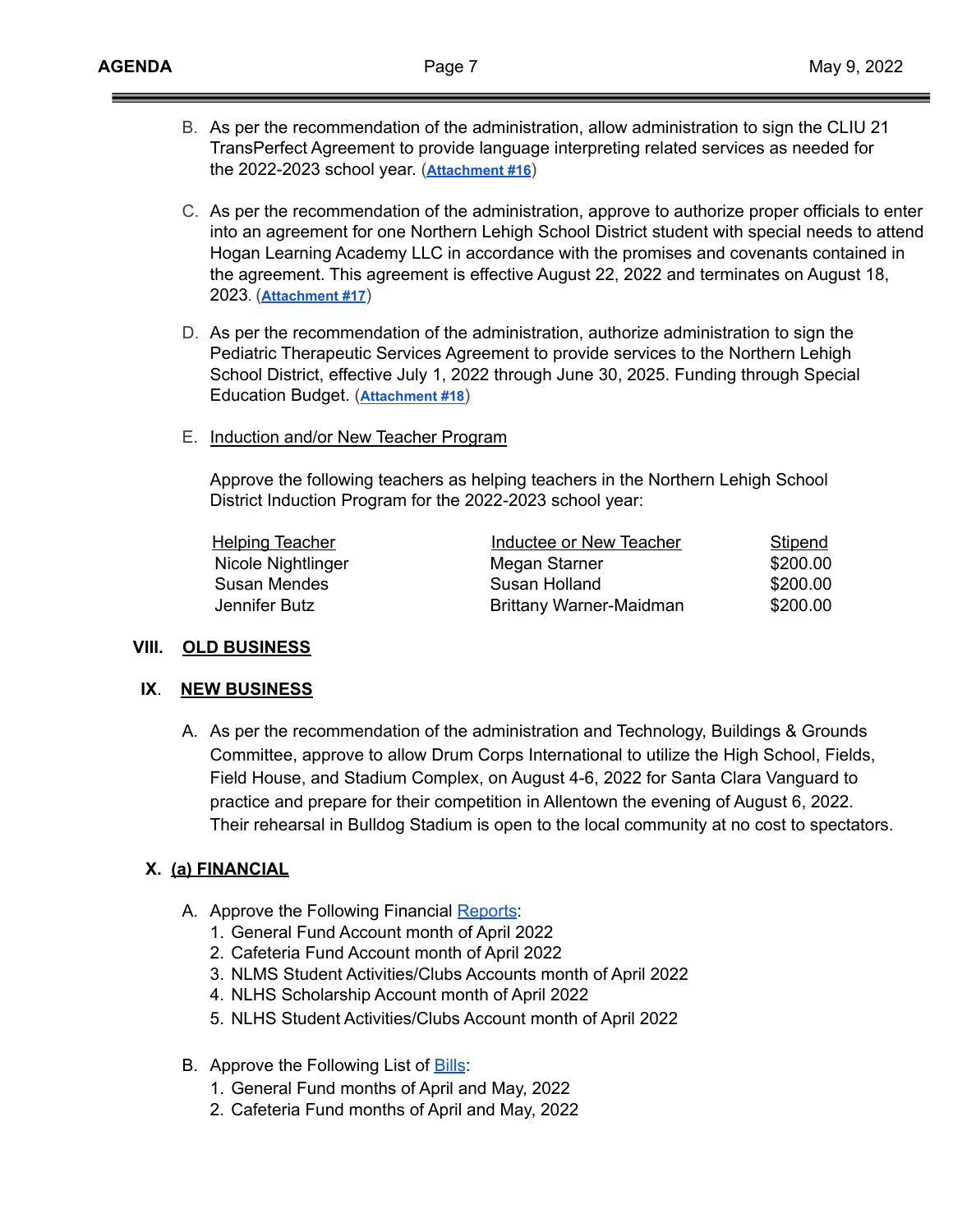B. As per the recommendation of the administration, allow administration to sign the CLIU 21 TransPerfect Agreement to provide language interpreting related services as needed for the 2022-2023 school year. (**Attachment #16**)

C. As per the recommendation of the administration, approve to authorize proper officials to enter into an agreement for one Northern Lehigh School District student with special needs to attend Hogan Learning Academy LLC in accordance with the promises and covenants contained in the agreement. This agreement is effective August 22, 2022 and terminates on August 18, 2023. (**Attachment #17**)

D. As per the recommendation of the administration, authorize administration to sign the Pediatric Therapeutic Services Agreement to provide services to the Northern Lehigh School District, effective July 1, 2022 through June 30, 2025. Funding through Special Education Budget. (**Attachment #18**)

E. Induction and/or New Teacher Program

Approve the following teachers as helping teachers in the Northern Lehigh School District Induction Program for the 2022-2023 school year:

| Helping Teacher | Inductee or New Teacher | Stipend |
|---|---|---|
| Nicole Nightlinger | Megan Starner | $200.00 |
| Susan Mendes | Susan Holland | $200.00 |
| Jennifer Butz | Brittany Warner-Maidman | $200.00 |

## VIII. OLD BUSINESS

## IX. NEW BUSINESS

A. As per the recommendation of the administration and Technology, Buildings & Grounds Committee, approve to allow Drum Corps International to utilize the High School, Fields, Field House, and Stadium Complex, on August 4-6, 2022 for Santa Clara Vanguard to practice and prepare for their competition in Allentown the evening of August 6, 2022. Their rehearsal in Bulldog Stadium is open to the local community at no cost to spectators.

## X. (a) FINANCIAL

A. Approve the Following Financial Reports:
1. General Fund Account month of April 2022
2. Cafeteria Fund Account month of April 2022
3. NLMS Student Activities/Clubs Accounts month of April 2022
4. NLHS Scholarship Account month of April 2022
5. NLHS Student Activities/Clubs Account month of April 2022

B. Approve the Following List of Bills:
1. General Fund months of April and May, 2022
2. Cafeteria Fund months of April and May, 2022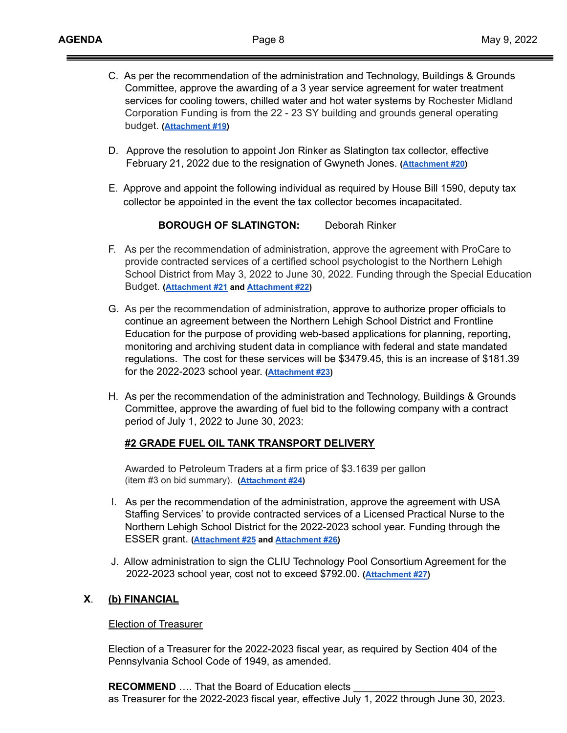C. As per the recommendation of the administration and Technology, Buildings & Grounds Committee, approve the awarding of a 3 year service agreement for water treatment services for cooling towers, chilled water and hot water systems by Rochester Midland Corporation Funding is from the 22 - 23 SY building and grounds general operating budget. **(Attachment #19)**

D. Approve the resolution to appoint Jon Rinker as Slatington tax collector, effective February 21, 2022 due to the resignation of Gwyneth Jones. **(Attachment #20)**

E. Approve and appoint the following individual as required by House Bill 1590, deputy tax collector be appointed in the event the tax collector becomes incapacitated.

**BOROUGH OF SLATINGTON:** Deborah Rinker

F. As per the recommendation of administration, approve the agreement with ProCare to provide contracted services of a certified school psychologist to the Northern Lehigh School District from May 3, 2022 to June 30, 2022. Funding through the Special Education Budget. **(Attachment #21 and Attachment #22)**

G. As per the recommendation of administration, approve to authorize proper officials to continue an agreement between the Northern Lehigh School District and Frontline Education for the purpose of providing web-based applications for planning, reporting, monitoring and archiving student data in compliance with federal and state mandated regulations. The cost for these services will be $3479.45, this is an increase of $181.39 for the 2022-2023 school year. **(Attachment #23)**

H. As per the recommendation of the administration and Technology, Buildings & Grounds Committee, approve the awarding of fuel bid to the following company with a contract period of July 1, 2022 to June 30, 2023:

**#2 GRADE FUEL OIL TANK TRANSPORT DELIVERY**

Awarded to Petroleum Traders at a firm price of $3.1639 per gallon (item #3 on bid summary). **(Attachment #24)**

I. As per the recommendation of the administration, approve the agreement with USA Staffing Services' to provide contracted services of a Licensed Practical Nurse to the Northern Lehigh School District for the 2022-2023 school year. Funding through the ESSER grant. **(Attachment #25 and Attachment #26)**

J. Allow administration to sign the CLIU Technology Pool Consortium Agreement for the 2022-2023 school year, cost not to exceed $792.00. **(Attachment #27)**

**X. (b) FINANCIAL**

Election of Treasurer

Election of a Treasurer for the 2022-2023 fiscal year, as required by Section 404 of the Pennsylvania School Code of 1949, as amended.

**RECOMMEND** …. That the Board of Education elects ________________________ as Treasurer for the 2022-2023 fiscal year, effective July 1, 2022 through June 30, 2023.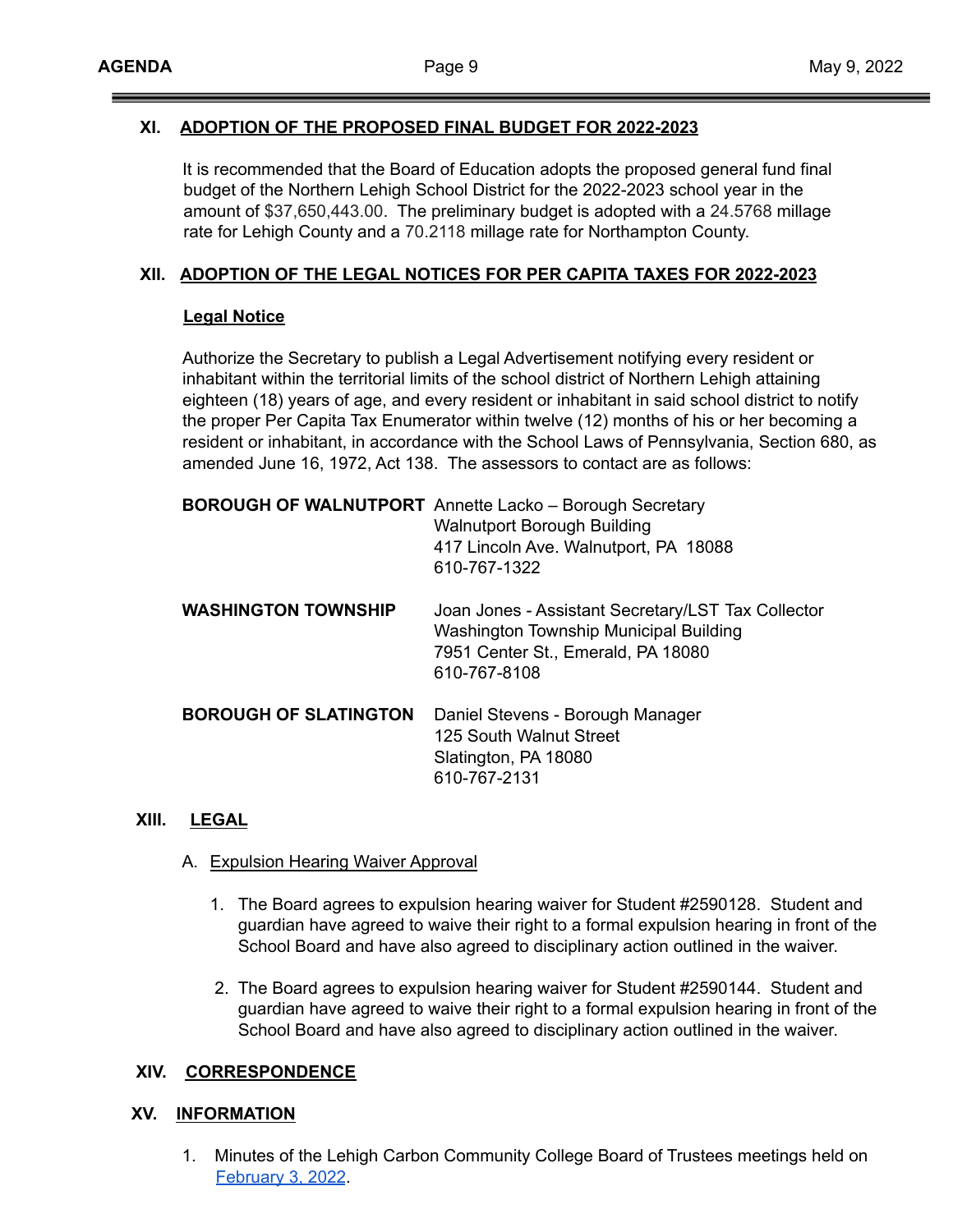## XI. ADOPTION OF THE PROPOSED FINAL BUDGET FOR 2022-2023

It is recommended that the Board of Education adopts the proposed general fund final budget of the Northern Lehigh School District for the 2022-2023 school year in the amount of $37,650,443.00. The preliminary budget is adopted with a 24.5768 millage rate for Lehigh County and a 70.2118 millage rate for Northampton County.

## XII. ADOPTION OF THE LEGAL NOTICES FOR PER CAPITA TAXES FOR 2022-2023

**Legal Notice**

Authorize the Secretary to publish a Legal Advertisement notifying every resident or inhabitant within the territorial limits of the school district of Northern Lehigh attaining eighteen (18) years of age, and every resident or inhabitant in said school district to notify the proper Per Capita Tax Enumerator within twelve (12) months of his or her becoming a resident or inhabitant, in accordance with the School Laws of Pennsylvania, Section 680, as amended June 16, 1972, Act 138. The assessors to contact are as follows:

| | |
|---|---|
| **BOROUGH OF WALNUTPORT** | Annette Lacko – Borough Secretary<br>Walnutport Borough Building<br>417 Lincoln Ave. Walnutport, PA 18088<br>610-767-1322 |
| **WASHINGTON TOWNSHIP** | Joan Jones - Assistant Secretary/LST Tax Collector<br>Washington Township Municipal Building<br>7951 Center St., Emerald, PA 18080<br>610-767-8108 |
| **BOROUGH OF SLATINGTON** | Daniel Stevens - Borough Manager<br>125 South Walnut Street<br>Slatington, PA 18080<br>610-767-2131 |

## XIII. LEGAL

A. Expulsion Hearing Waiver Approval

1. The Board agrees to expulsion hearing waiver for Student #2590128. Student and guardian have agreed to waive their right to a formal expulsion hearing in front of the School Board and have also agreed to disciplinary action outlined in the waiver.

2. The Board agrees to expulsion hearing waiver for Student #2590144. Student and guardian have agreed to waive their right to a formal expulsion hearing in front of the School Board and have also agreed to disciplinary action outlined in the waiver.

## XIV. CORRESPONDENCE

## XV. INFORMATION

1. Minutes of the Lehigh Carbon Community College Board of Trustees meetings held on February 3, 2022.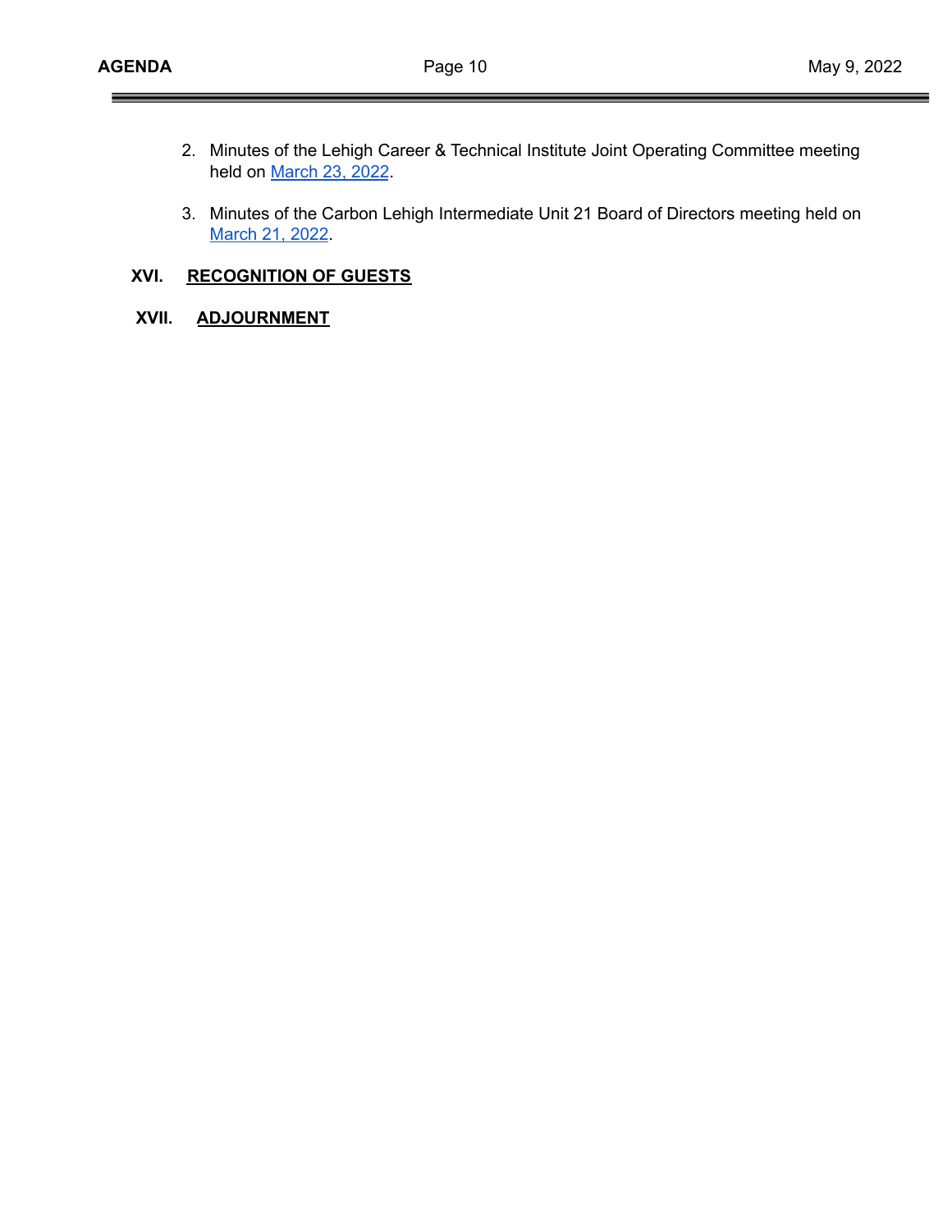2. Minutes of the Lehigh Career & Technical Institute Joint Operating Committee meeting held on March 23, 2022.

3. Minutes of the Carbon Lehigh Intermediate Unit 21 Board of Directors meeting held on March 21, 2022.

## XVI. RECOGNITION OF GUESTS

## XVII. ADJOURNMENT